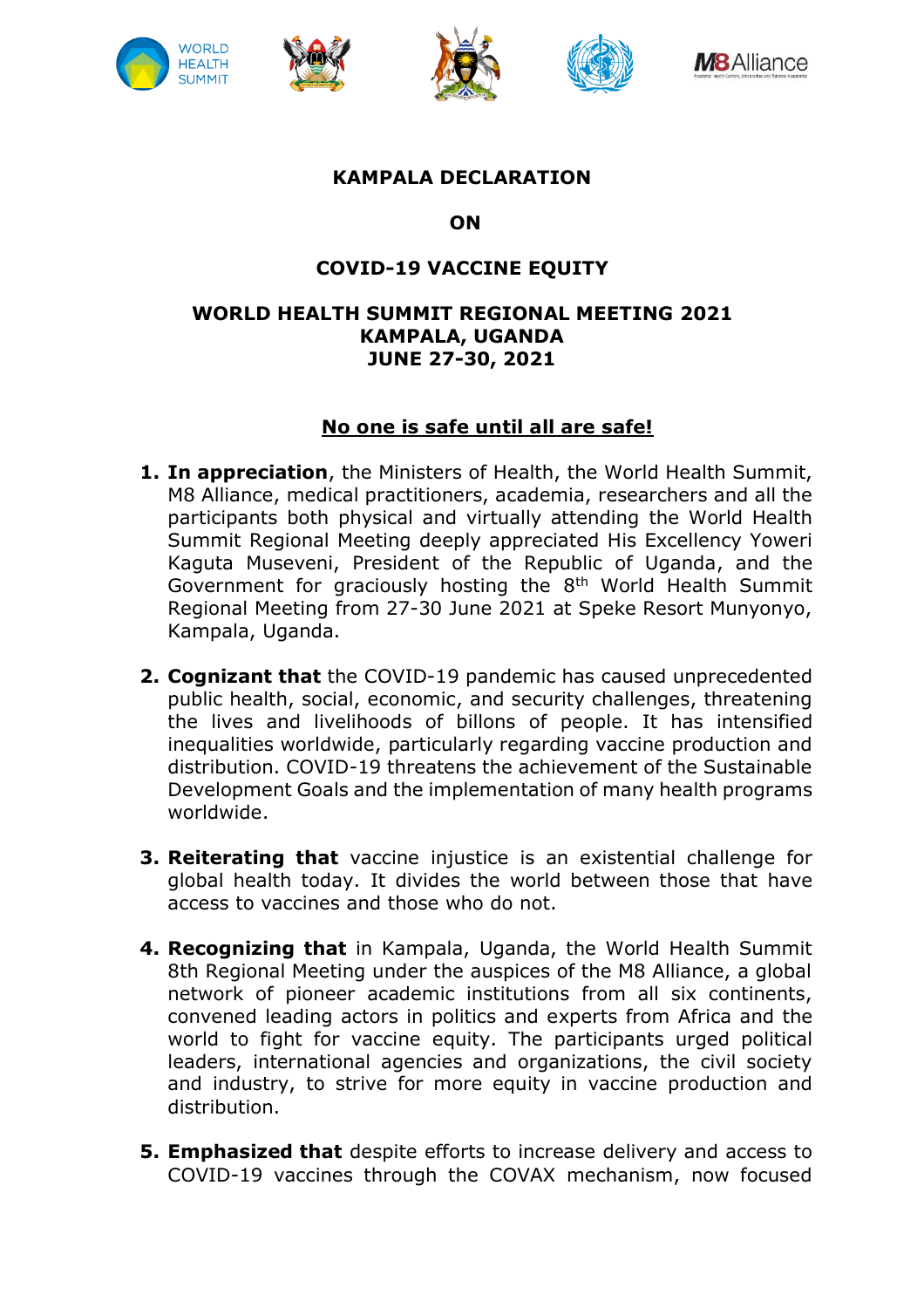# KAMPALA DECLARATION

# ON

# COVID-19 VACCINE EQUITY

## WORLD HEALTH SUMMIT REGIONAL MEETING 2021
## KAMPALA, UGANDA
## JUNE 27-30, 2021

**No one is safe until all are safe!**

1. **In appreciation**, the Ministers of Health, the World Health Summit, M8 Alliance, medical practitioners, academia, researchers and all the participants both physical and virtually attending the World Health Summit Regional Meeting deeply appreciated His Excellency Yoweri Kaguta Museveni, President of the Republic of Uganda, and the Government for graciously hosting the 8th World Health Summit Regional Meeting from 27-30 June 2021 at Speke Resort Munyonyo, Kampala, Uganda.

2. **Cognizant that** the COVID-19 pandemic has caused unprecedented public health, social, economic, and security challenges, threatening the lives and livelihoods of billons of people. It has intensified inequalities worldwide, particularly regarding vaccine production and distribution. COVID-19 threatens the achievement of the Sustainable Development Goals and the implementation of many health programs worldwide.

3. **Reiterating that** vaccine injustice is an existential challenge for global health today. It divides the world between those that have access to vaccines and those who do not.

4. **Recognizing that** in Kampala, Uganda, the World Health Summit 8th Regional Meeting under the auspices of the M8 Alliance, a global network of pioneer academic institutions from all six continents, convened leading actors in politics and experts from Africa and the world to fight for vaccine equity. The participants urged political leaders, international agencies and organizations, the civil society and industry, to strive for more equity in vaccine production and distribution.

5. **Emphasized that** despite efforts to increase delivery and access to COVID-19 vaccines through the COVAX mechanism, now focused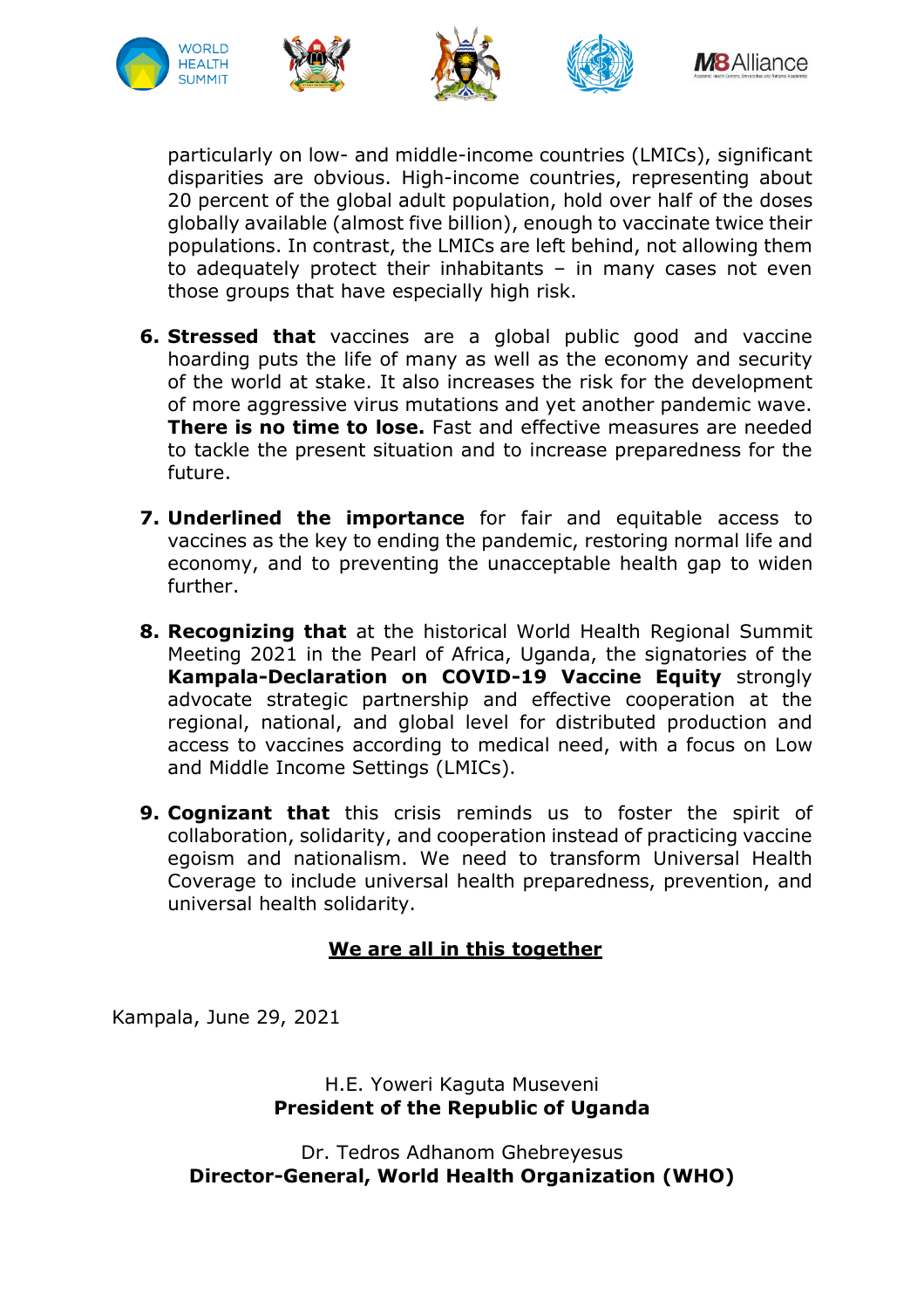particularly on low- and middle-income countries (LMICs), significant disparities are obvious. High-income countries, representing about 20 percent of the global adult population, hold over half of the doses globally available (almost five billion), enough to vaccinate twice their populations. In contrast, the LMICs are left behind, not allowing them to adequately protect their inhabitants – in many cases not even those groups that have especially high risk.

6. **Stressed that** vaccines are a global public good and vaccine hoarding puts the life of many as well as the economy and security of the world at stake. It also increases the risk for the development of more aggressive virus mutations and yet another pandemic wave. **There is no time to lose.** Fast and effective measures are needed to tackle the present situation and to increase preparedness for the future.

7. **Underlined the importance** for fair and equitable access to vaccines as the key to ending the pandemic, restoring normal life and economy, and to preventing the unacceptable health gap to widen further.

8. **Recognizing that** at the historical World Health Regional Summit Meeting 2021 in the Pearl of Africa, Uganda, the signatories of the **Kampala-Declaration on COVID-19 Vaccine Equity** strongly advocate strategic partnership and effective cooperation at the regional, national, and global level for distributed production and access to vaccines according to medical need, with a focus on Low and Middle Income Settings (LMICs).

9. **Cognizant that** this crisis reminds us to foster the spirit of collaboration, solidarity, and cooperation instead of practicing vaccine egoism and nationalism. We need to transform Universal Health Coverage to include universal health preparedness, prevention, and universal health solidarity.

**We are all in this together**

Kampala, June 29, 2021

H.E. Yoweri Kaguta Museveni
**President of the Republic of Uganda**

Dr. Tedros Adhanom Ghebreyesus
**Director-General, World Health Organization (WHO)**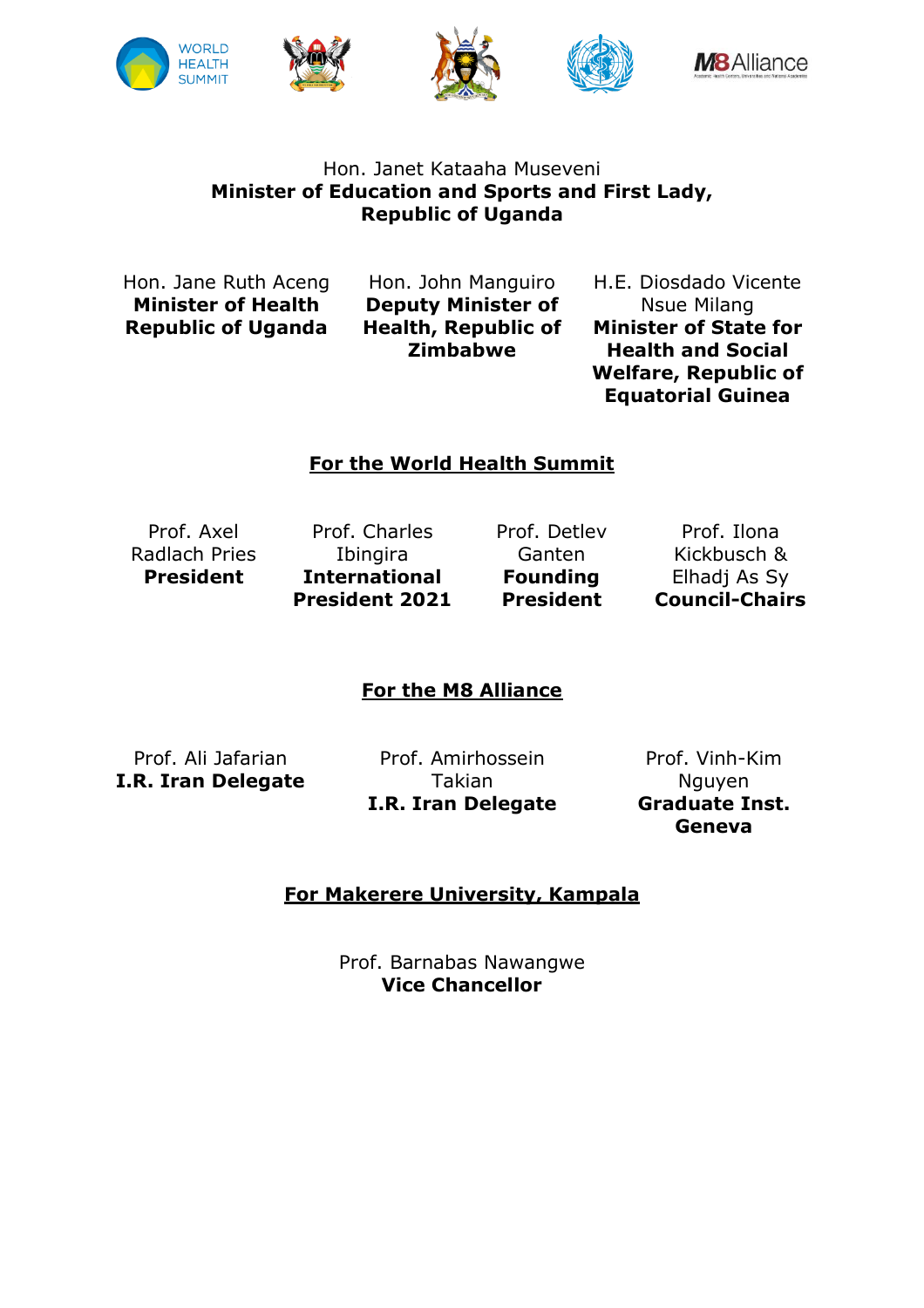Hon. Janet Kataaha Museveni
**Minister of Education and Sports and First Lady, Republic of Uganda**

Hon. Jane Ruth Aceng
**Minister of Health Republic of Uganda**

Hon. John Manguiro
**Deputy Minister of Health, Republic of Zimbabwe**

H.E. Diosdado Vicente Nsue Milang
**Minister of State for Health and Social Welfare, Republic of Equatorial Guinea**

## For the World Health Summit

Prof. Axel Radlach Pries
**President**

Prof. Charles Ibingira
**International President 2021**

Prof. Detlev Ganten
**Founding President**

Prof. Ilona Kickbusch & Elhadj As Sy
**Council-Chairs**

## For the M8 Alliance

Prof. Ali Jafarian
**I.R. Iran Delegate**

Prof. Amirhossein Takian
**I.R. Iran Delegate**

Prof. Vinh-Kim Nguyen
**Graduate Inst. Geneva**

## For Makerere University, Kampala

Prof. Barnabas Nawangwe
**Vice Chancellor**